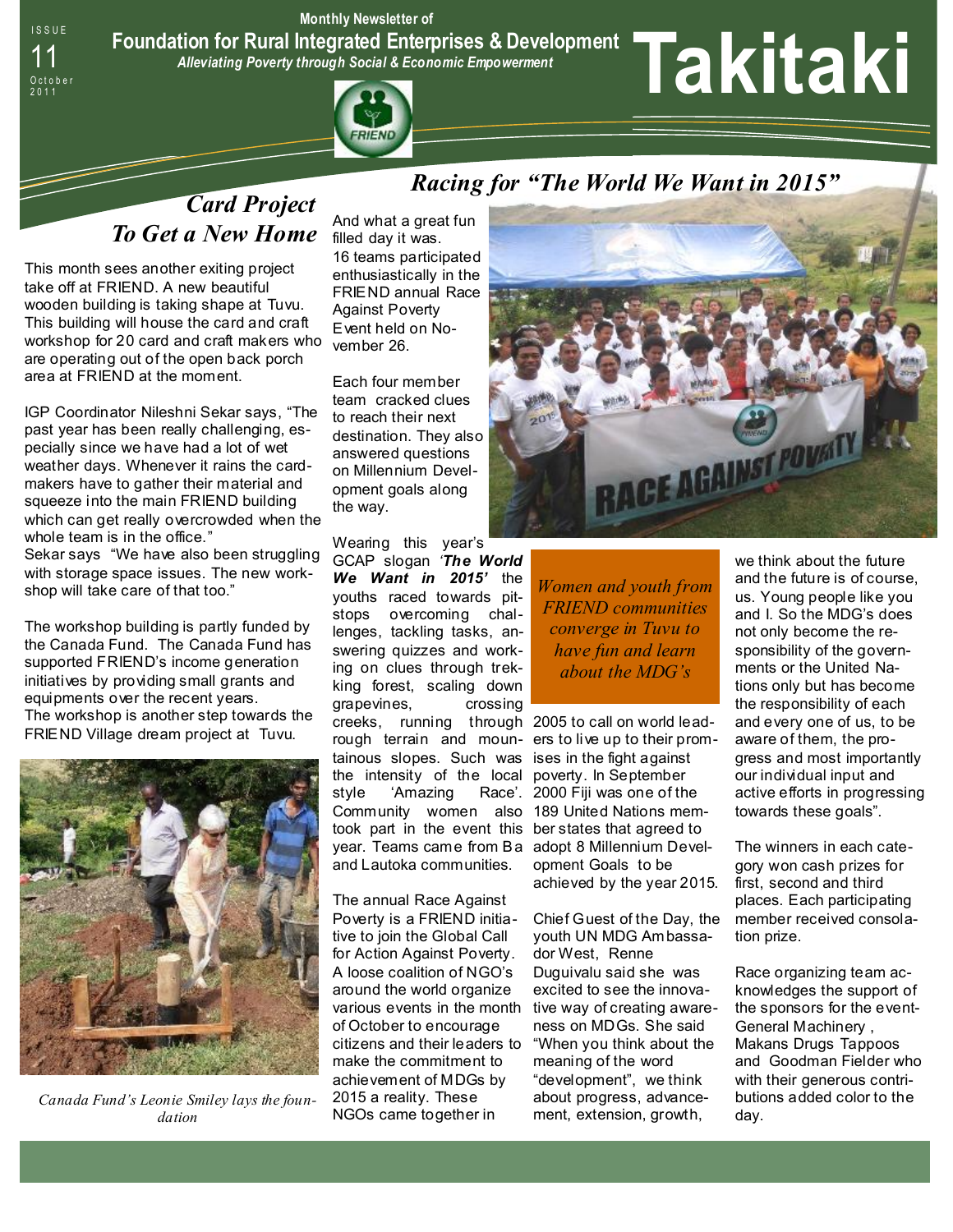Monthly Newsletter of

# Takitaki

**Foundation for Rural Integrated Enterprises & Development**

*Alleviating Poverty through Social & Economic Empowerment*

ISSUE 11 October 2011

## Card Project To Get a New Home

This month sees another exiting project take off at FRIEND. A new beautiful wooden building is taking shape at Tuvu. This building will house the card and craft workshop for 20 card and craft makers who are operating out of the open back porch area at FRIEND at the moment.

IGP Coordinator Nileshni Sekar says, "The past year has been really challenging, especially since we have had a lot of wet weather days. Whenever it rains the card-makers have to gather their material and squeeze into the main FRIEND building which can get really overcrowded when the whole team is in the office."

Sekar says "We have also been struggling with storage space issues. The new workshop will take care of that too."

The workshop building is partly funded by the Canada Fund. The Canada Fund has supported FRIEND's income generation initiatives by providing small grants and equipments over the recent years.

The workshop is another step towards the FRIEND Village dream project at Tuvu.

*Canada Fund's Leonie Smiley lays the foundation*

## Racing for "The World We Want in 2015"

And what a great fun filled day it was.

16 teams participated enthusiastically in the FRIEND annual Race Against Poverty Event held on November 26.

Each four member team cracked clues to reach their next destination. They also answered questions on Millennium Development goals along the way.

Wearing this year's GCAP slogan ***'The World We Want in 2015'*** the youths raced towards pit-stops overcoming challenges, tackling tasks, answering quizzes and working on clues through trekking forest, scaling down grapevines, crossing creeks, running through rough terrain and mountainous slopes. Such was the intensity of the local style 'Amazing Race'. Community women also took part in the event this year. Teams came from Ba and Lautoka communities.

The annual Race Against Poverty is a FRIEND initiative to join the Global Call for Action Against Poverty. A loose coalition of NGO's around the world organize various events in the month of October to encourage citizens and their leaders to make the commitment to achievement of MDGs by 2015 a reality. These NGOs came together in 2005 to call on world leaders to live up to their promises in the fight against poverty. In September 2000 Fiji was one of the 189 United Nations member states that agreed to adopt 8 Millennium Development Goals to be achieved by the year 2015.

*Women and youth from FRIEND communities converge in Tuvu to have fun and learn about the MDG's*

Chief Guest of the Day, the youth UN MDG Ambassador West, Renne Duguivalu said she was excited to see the innovative way of creating awareness on MDGs. She said "When you think about the meaning of the word "development", we think about progress, advancement, extension, growth, we think about the future and the future is of course, us. Young people like you and I. So the MDG's does not only become the responsibility of the governments or the United Nations only but has become the responsibility of each and every one of us, to be aware of them, the progress and most importantly our individual input and active efforts in progressing towards these goals".

The winners in each category won cash prizes for first, second and third places. Each participating member received consolation prize.

Race organizing team acknowledges the support of the sponsors for the event- General Machinery , Makans Drugs Tappoos and Goodman Fielder who with their generous contributions added color to the day.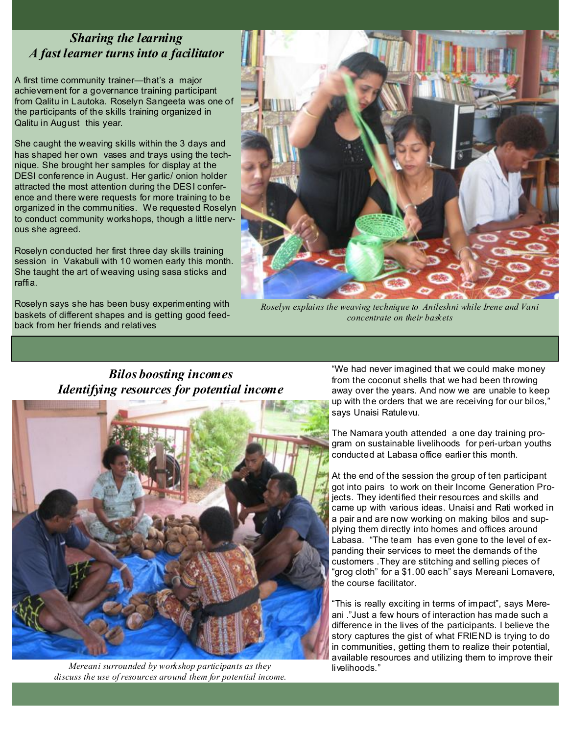## *Sharing the learning*
## *A fast learner turns into a facilitator*

A first time community trainer—that's a major achievement for a governance training participant from Qalitu in Lautoka. Roselyn Sangeeta was one of the participants of the skills training organized in Qalitu in August this year.

She caught the weaving skills within the 3 days and has shaped her own vases and trays using the technique. She brought her samples for display at the DESI conference in August. Her garlic/ onion holder attracted the most attention during the DESI conference and there were requests for more training to be organized in the communities. We requested Roselyn to conduct community workshops, though a little nervous she agreed.

Roselyn conducted her first three day skills training session in Vakabuli with 10 women early this month. She taught the art of weaving using sasa sticks and raffia.

Roselyn says she has been busy experimenting with baskets of different shapes and is getting good feedback from her friends and relatives

*Roselyn explains the weaving technique to Anileshni while Irene and Vani concentrate on their baskets*

## *Bilos boosting incomes*
## *Identifying resources for potential income*

*Mereani surrounded by workshop participants as they discuss the use of resources around them for potential income.*

"We had never imagined that we could make money from the coconut shells that we had been throwing away over the years. And now we are unable to keep up with the orders that we are receiving for our bilos," says Unaisi Ratulevu.

The Namara youth attended a one day training program on sustainable livelihoods for peri-urban youths conducted at Labasa office earlier this month.

At the end of the session the group of ten participant got into pairs to work on their Income Generation Projects. They identified their resources and skills and came up with various ideas. Unaisi and Rati worked in a pair and are now working on making bilos and supplying them directly into homes and offices around Labasa. "The team has even gone to the level of expanding their services to meet the demands of the customers .They are stitching and selling pieces of "grog cloth" for a $1.00 each" says Mereani Lomavere, the course facilitator.

"This is really exciting in terms of impact", says Mereani ."Just a few hours of interaction has made such a difference in the lives of the participants. I believe the story captures the gist of what FRIEND is trying to do in communities, getting them to realize their potential, available resources and utilizing them to improve their livelihoods."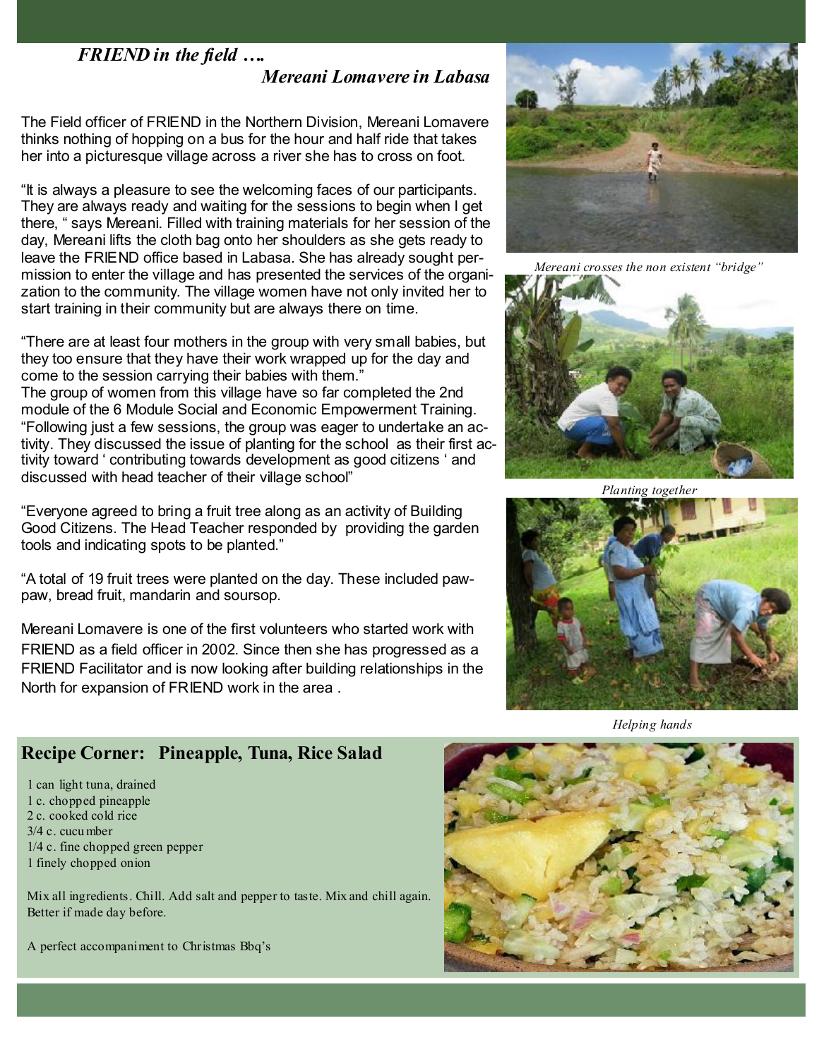## *FRIEND in the field ….*
## *Mereani Lomavere in Labasa*

The Field officer of FRIEND in the Northern Division, Mereani Lomavere thinks nothing of hopping on a bus for the hour and half ride that takes her into a picturesque village across a river she has to cross on foot.

"It is always a pleasure to see the welcoming faces of our participants. They are always ready and waiting for the sessions to begin when I get there, " says Mereani. Filled with training materials for her session of the day, Mereani lifts the cloth bag onto her shoulders as she gets ready to leave the FRIEND office based in Labasa. She has already sought permission to enter the village and has presented the services of the organization to the community. The village women have not only invited her to start training in their community but are always there on time.

"There are at least four mothers in the group with very small babies, but they too ensure that they have their work wrapped up for the day and come to the session carrying their babies with them."

The group of women from this village have so far completed the 2nd module of the 6 Module Social and Economic Empowerment Training. "Following just a few sessions, the group was eager to undertake an activity. They discussed the issue of planting for the school as their first activity toward ' contributing towards development as good citizens ' and discussed with head teacher of their village school"

"Everyone agreed to bring a fruit tree along as an activity of Building Good Citizens. The Head Teacher responded by providing the garden tools and indicating spots to be planted."

"A total of 19 fruit trees were planted on the day. These included pawpaw, bread fruit, mandarin and soursop.

Mereani Lomavere is one of the first volunteers who started work with FRIEND as a field officer in 2002. Since then she has progressed as a FRIEND Facilitator and is now looking after building relationships in the North for expansion of FRIEND work in the area .

*Mereani crosses the non existent "bridge"*

*Planting together*

*Helping hands*

## Recipe Corner: Pineapple, Tuna, Rice Salad

- 1 can light tuna, drained
- 1 c. chopped pineapple
- 2 c. cooked cold rice
- 3/4 c. cucumber
- 1/4 c. fine chopped green pepper
- 1 finely chopped onion

Mix all ingredients. Chill. Add salt and pepper to taste. Mix and chill again. Better if made day before.

A perfect accompaniment to Christmas Bbq's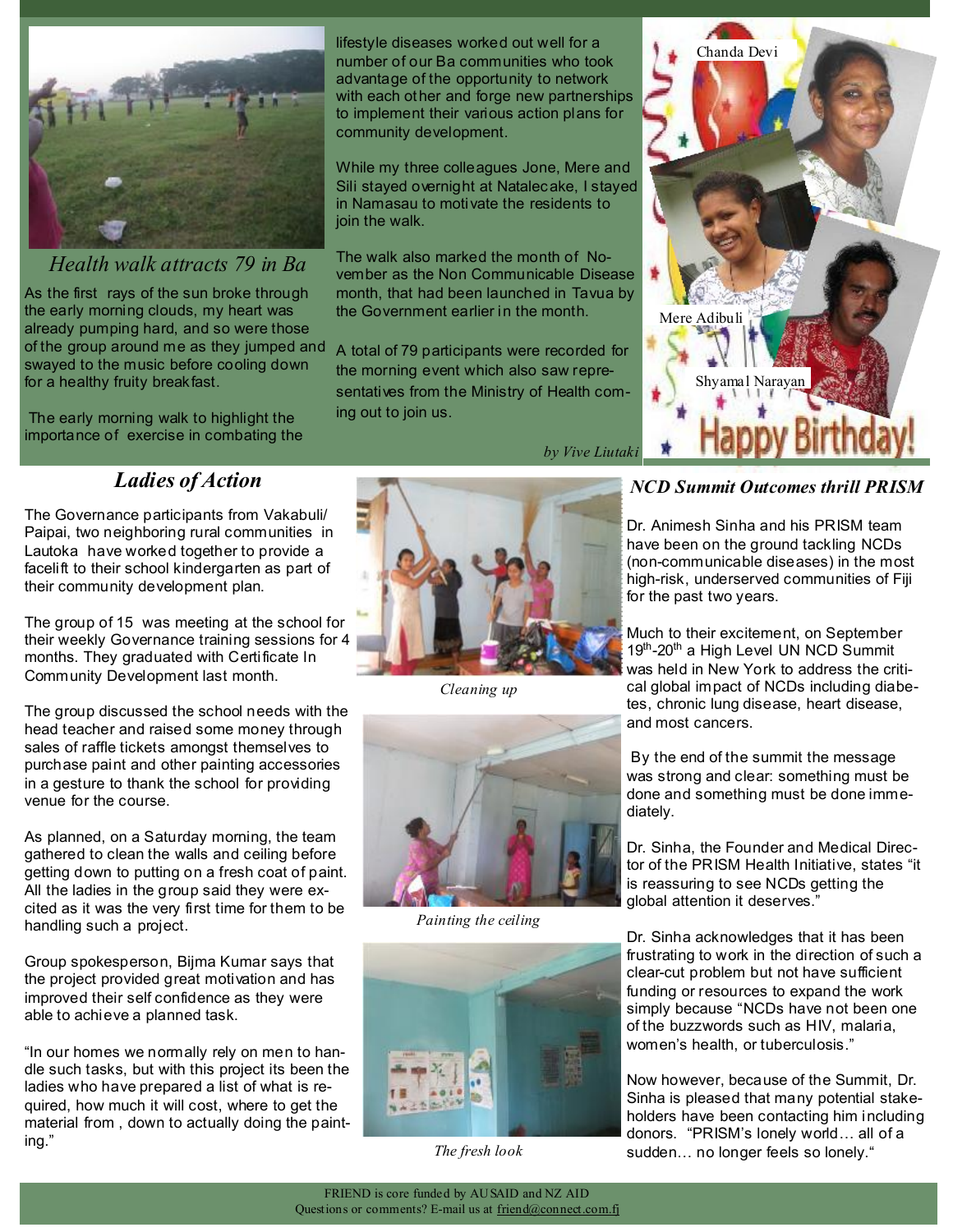## *Health walk attracts 79 in Ba*

As the first rays of the sun broke through the early morning clouds, my heart was already pumping hard, and so were those of the group around me as they jumped and swayed to the music before cooling down for a healthy fruity breakfast.

The early morning walk to highlight the importance of exercise in combating the lifestyle diseases worked out well for a number of our Ba communities who took advantage of the opportunity to network with each other and forge new partnerships to implement their various action plans for community development.

While my three colleagues Jone, Mere and Sili stayed overnight at Natalecake, I stayed in Namasau to motivate the residents to join the walk.

The walk also marked the month of November as the Non Communicable Disease month, that had been launched in Tavua by the Government earlier in the month.

A total of 79 participants were recorded for the morning event which also saw representatives from the Ministry of Health coming out to join us.

*by Vive Liutaki*

Chanda Devi

Mere Adibuli

Shyamal Narayan

Happy Birthday!

## *Ladies of Action*

The Governance participants from Vakabuli/ Paipai, two neighboring rural communities in Lautoka have worked together to provide a facelift to their school kindergarten as part of their community development plan.

The group of 15 was meeting at the school for their weekly Governance training sessions for 4 months. They graduated with Certificate In Community Development last month.

The group discussed the school needs with the head teacher and raised some money through sales of raffle tickets amongst themselves to purchase paint and other painting accessories in a gesture to thank the school for providing venue for the course.

As planned, on a Saturday morning, the team gathered to clean the walls and ceiling before getting down to putting on a fresh coat of paint. All the ladies in the group said they were excited as it was the very first time for them to be handling such a project.

Group spokesperson, Bijma Kumar says that the project provided great motivation and has improved their self confidence as they were able to achieve a planned task.

"In our homes we normally rely on men to handle such tasks, but with this project its been the ladies who have prepared a list of what is required, how much it will cost, where to get the material from , down to actually doing the painting."

*Cleaning up*

*Painting the ceiling*

*The fresh look*

## *NCD Summit Outcomes thrill PRISM*

Dr. Animesh Sinha and his PRISM team have been on the ground tackling NCDs (non-communicable diseases) in the most high-risk, underserved communities of Fiji for the past two years.

Much to their excitement, on September 19th-20th a High Level UN NCD Summit was held in New York to address the critical global impact of NCDs including diabetes, chronic lung disease, heart disease, and most cancers.

By the end of the summit the message was strong and clear: something must be done and something must be done immediately.

Dr. Sinha, the Founder and Medical Director of the PRISM Health Initiative, states "it is reassuring to see NCDs getting the global attention it deserves."

Dr. Sinha acknowledges that it has been frustrating to work in the direction of such a clear-cut problem but not have sufficient funding or resources to expand the work simply because "NCDs have not been one of the buzzwords such as HIV, malaria, women's health, or tuberculosis."

Now however, because of the Summit, Dr. Sinha is pleased that many potential stakeholders have been contacting him including donors. "PRISM's lonely world… all of a sudden… no longer feels so lonely."

FRIEND is core funded by AUSAID and NZ AID
Questions or comments? E-mail us at friend@connect.com.fj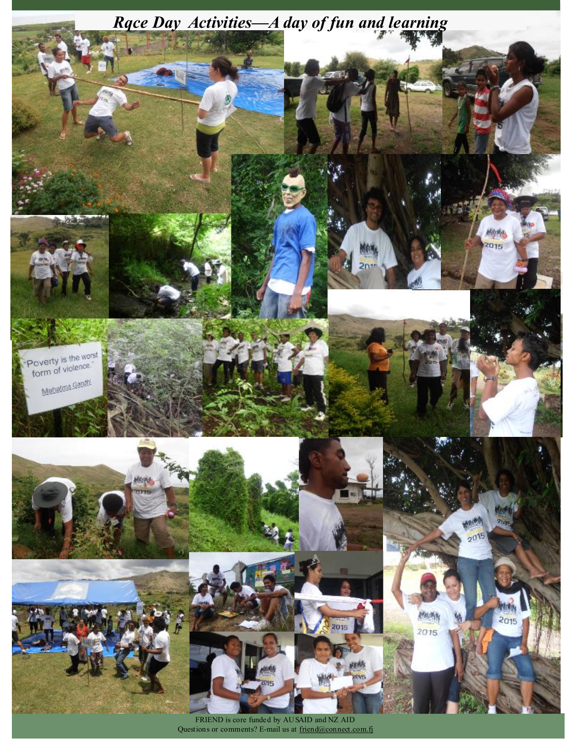# *Rqce Day Activities—A day of fun and learning*

FRIEND is core funded by AUSAID and NZ AID

Questions or comments? E-mail us at friend@connect.com.fj